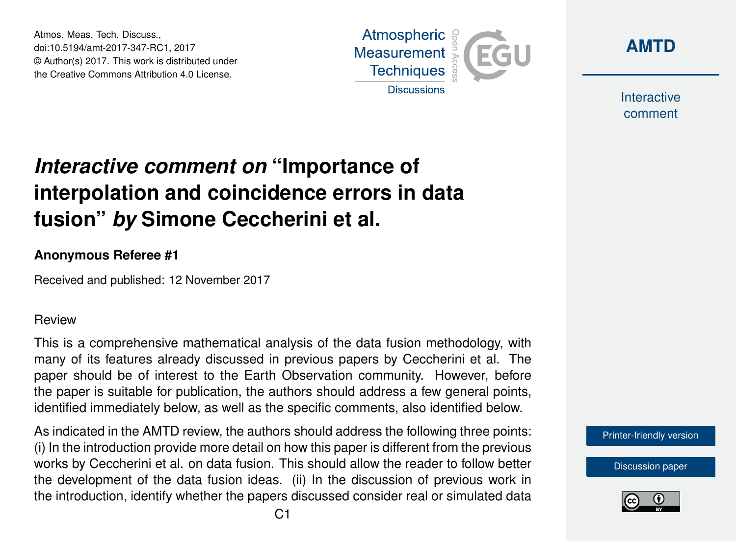# *Interactive comment on* "Importance of interpolation and coincidence errors in data fusion" *by* Simone Ceccherini et al.

**Anonymous Referee #1**

Received and published: 12 November 2017

Review

This is a comprehensive mathematical analysis of the data fusion methodology, with many of its features already discussed in previous papers by Ceccherini et al. The paper should be of interest to the Earth Observation community. However, before the paper is suitable for publication, the authors should address a few general points, identified immediately below, as well as the specific comments, also identified below.

As indicated in the AMTD review, the authors should address the following three points: (i) In the introduction provide more detail on how this paper is different from the previous works by Ceccherini et al. on data fusion. This should allow the reader to follow better the development of the data fusion ideas. (ii) In the discussion of previous work in the introduction, identify whether the papers discussed consider real or simulated data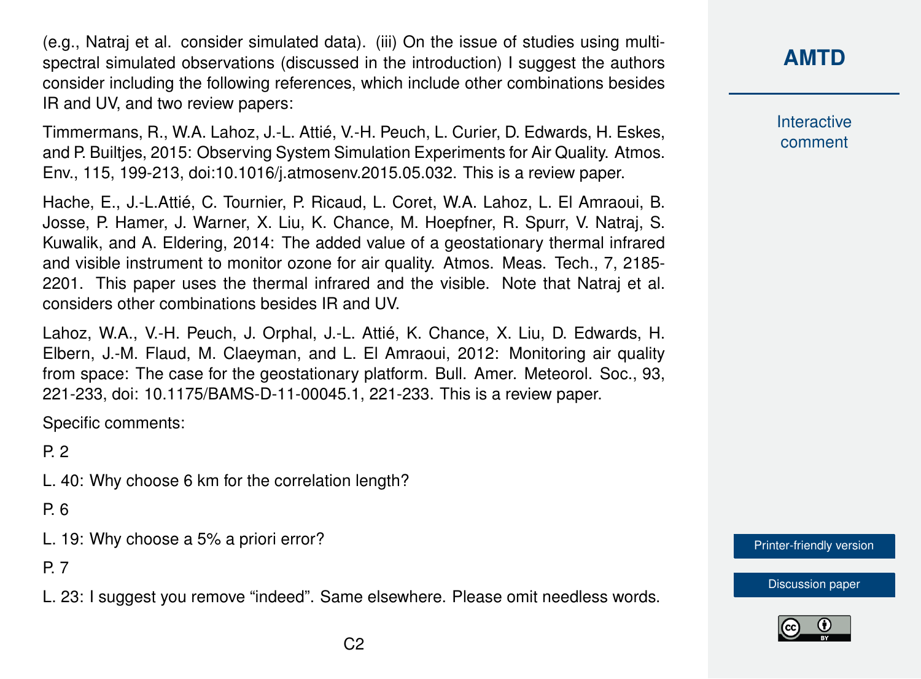(e.g., Natraj et al. consider simulated data). (iii) On the issue of studies using multi-spectral simulated observations (discussed in the introduction) I suggest the authors consider including the following references, which include other combinations besides IR and UV, and two review papers:

Timmermans, R., W.A. Lahoz, J.-L. Attié, V.-H. Peuch, L. Curier, D. Edwards, H. Eskes, and P. Builtjes, 2015: Observing System Simulation Experiments for Air Quality. Atmos. Env., 115, 199-213, doi:10.1016/j.atmosenv.2015.05.032. This is a review paper.

Hache, E., J.-L.Attié, C. Tournier, P. Ricaud, L. Coret, W.A. Lahoz, L. El Amraoui, B. Josse, P. Hamer, J. Warner, X. Liu, K. Chance, M. Hoepfner, R. Spurr, V. Natraj, S. Kuwalik, and A. Eldering, 2014: The added value of a geostationary thermal infrared and visible instrument to monitor ozone for air quality. Atmos. Meas. Tech., 7, 2185-2201. This paper uses the thermal infrared and the visible. Note that Natraj et al. considers other combinations besides IR and UV.

Lahoz, W.A., V.-H. Peuch, J. Orphal, J.-L. Attié, K. Chance, X. Liu, D. Edwards, H. Elbern, J.-M. Flaud, M. Claeyman, and L. El Amraoui, 2012: Monitoring air quality from space: The case for the geostationary platform. Bull. Amer. Meteorol. Soc., 93, 221-233, doi: 10.1175/BAMS-D-11-00045.1, 221-233. This is a review paper.

Specific comments:

P. 2

L. 40: Why choose 6 km for the correlation length?

P. 6

L. 19: Why choose a 5% a priori error?

P. 7

L. 23: I suggest you remove "indeed". Same elsewhere. Please omit needless words.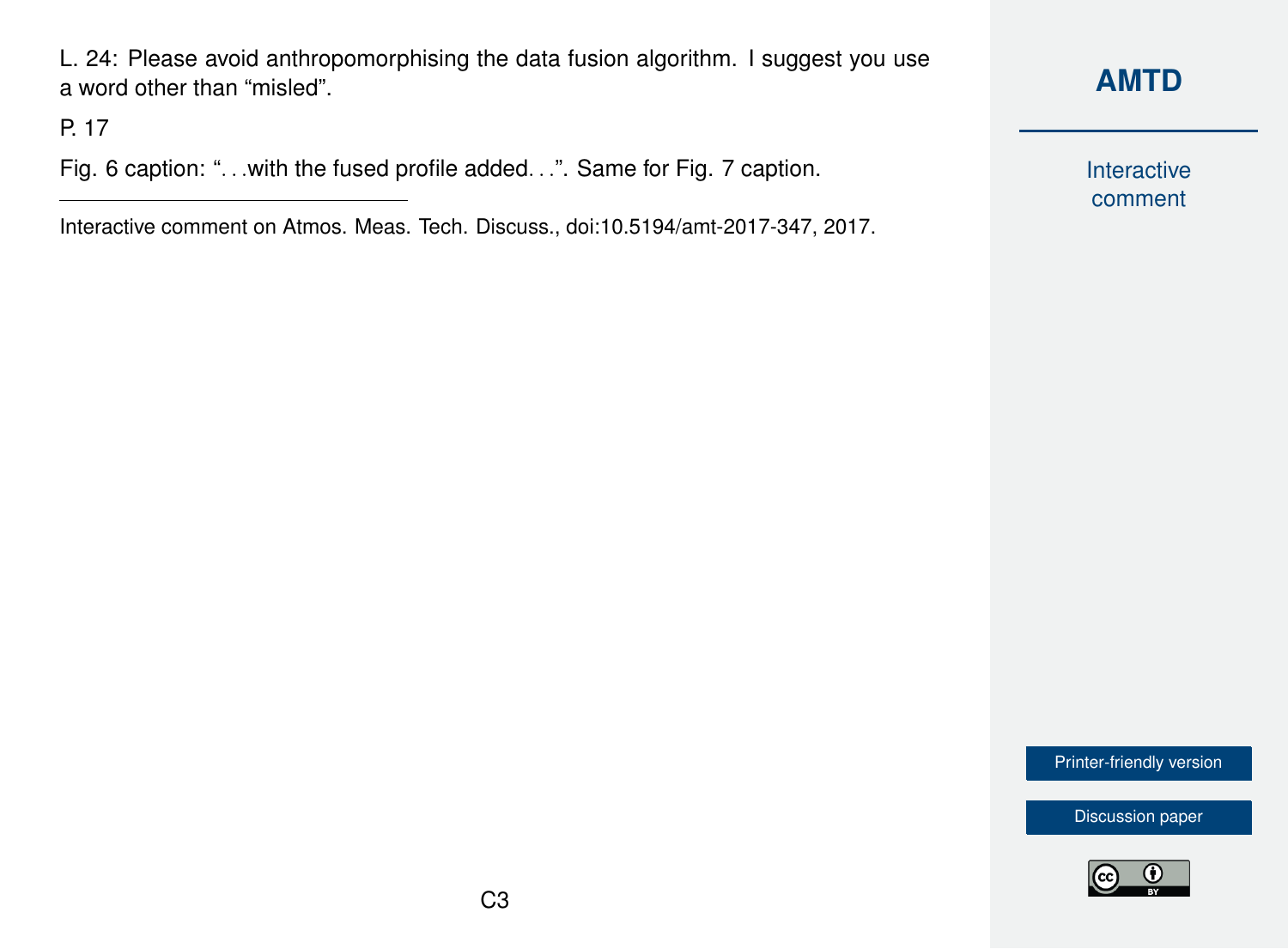L. 24: Please avoid anthropomorphising the data fusion algorithm. I suggest you use a word other than “misled”.

P. 17

Fig. 6 caption: “. . .with the fused profile added. . .”. Same for Fig. 7 caption.

---

Interactive comment on Atmos. Meas. Tech. Discuss., doi:10.5194/amt-2017-347, 2017.